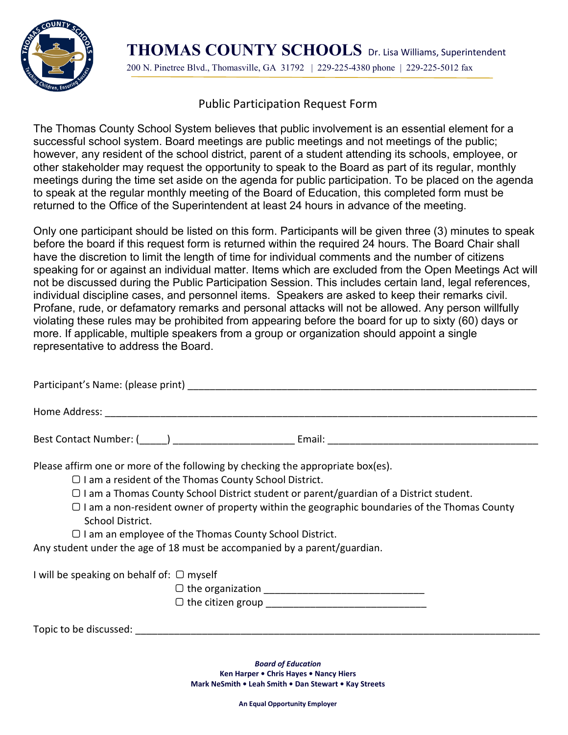# THOMAS COUNTY SCHOOLS Dr. Lisa Williams, Superintendent

200 N. Pinetree Blvd., Thomasville, GA 31792 | 229-225-4380 phone | 229-225-5012 fax

## Public Participation Request Form

The Thomas County School System believes that public involvement is an essential element for a successful school system. Board meetings are public meetings and not meetings of the public; however, any resident of the school district, parent of a student attending its schools, employee, or other stakeholder may request the opportunity to speak to the Board as part of its regular, monthly meetings during the time set aside on the agenda for public participation. To be placed on the agenda to speak at the regular monthly meeting of the Board of Education, this completed form must be returned to the Office of the Superintendent at least 24 hours in advance of the meeting.

Only one participant should be listed on this form. Participants will be given three (3) minutes to speak before the board if this request form is returned within the required 24 hours. The Board Chair shall have the discretion to limit the length of time for individual comments and the number of citizens speaking for or against an individual matter. Items which are excluded from the Open Meetings Act will not be discussed during the Public Participation Session. This includes certain land, legal references, individual discipline cases, and personnel items. Speakers are asked to keep their remarks civil. Profane, rude, or defamatory remarks and personal attacks will not be allowed. Any person willfully violating these rules may be prohibited from appearing before the board for up to sixty (60) days or more. If applicable, multiple speakers from a group or organization should appoint a single representative to address the Board.

Participant's Name: (please print) ________________________________________________

Home Address: ________________________________________________

Best Contact Number: (_____) ______________________ Email: ______________________________

Please affirm one or more of the following by checking the appropriate box(es).

- ☐ I am a resident of the Thomas County School District.
- ☐ I am a Thomas County School District student or parent/guardian of a District student.
- ☐ I am a non-resident owner of property within the geographic boundaries of the Thomas County School District.
- ☐ I am an employee of the Thomas County School District.

Any student under the age of 18 must be accompanied by a parent/guardian.

I will be speaking on behalf of: ☐ myself
☐ the organization ____________________________
☐ the citizen group ____________________________

Topic to be discussed: ________________________________________________

***Board of Education***

**Ken Harper • Chris Hayes • Nancy Hiers**
**Mark NeSmith • Leah Smith • Dan Stewart • Kay Streets**

**An Equal Opportunity Employer**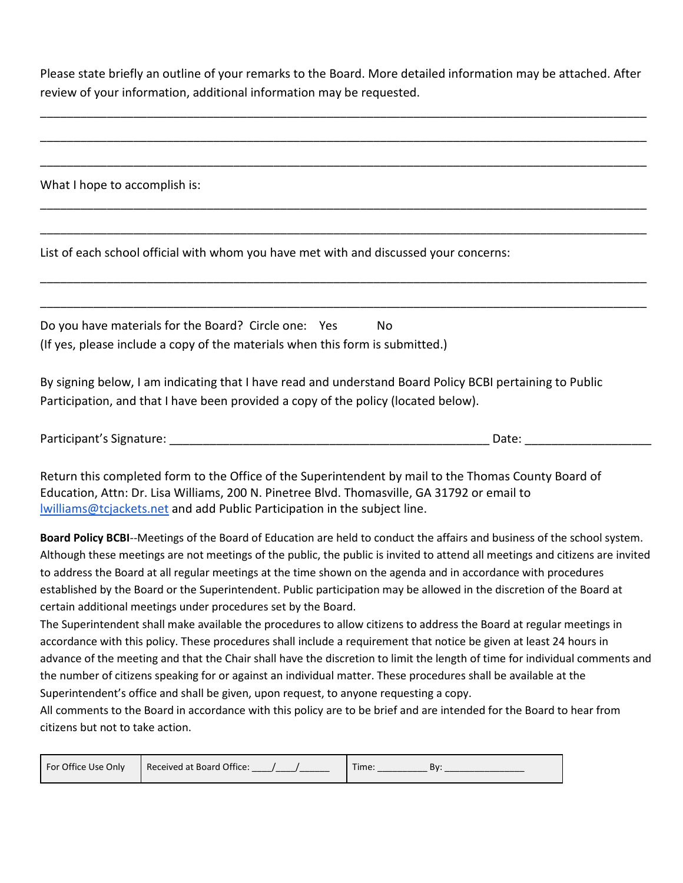Please state briefly an outline of your remarks to the Board. More detailed information may be attached. After review of your information, additional information may be requested.

_______________________________________________________________________________________________

_______________________________________________________________________________________________

_______________________________________________________________________________________________

What I hope to accomplish is:

_______________________________________________________________________________________________

_______________________________________________________________________________________________

List of each school official with whom you have met with and discussed your concerns:

_______________________________________________________________________________________________

_______________________________________________________________________________________________

Do you have materials for the Board? Circle one: Yes No
(If yes, please include a copy of the materials when this form is submitted.)

By signing below, I am indicating that I have read and understand Board Policy BCBI pertaining to Public Participation, and that I have been provided a copy of the policy (located below).

Participant's Signature: _________________________________________________ Date: __________________

Return this completed form to the Office of the Superintendent by mail to the Thomas County Board of Education, Attn: Dr. Lisa Williams, 200 N. Pinetree Blvd. Thomasville, GA 31792 or email to lwilliams@tcjackets.net and add Public Participation in the subject line.

**Board Policy BCBI**--Meetings of the Board of Education are held to conduct the affairs and business of the school system. Although these meetings are not meetings of the public, the public is invited to attend all meetings and citizens are invited to address the Board at all regular meetings at the time shown on the agenda and in accordance with procedures established by the Board or the Superintendent. Public participation may be allowed in the discretion of the Board at certain additional meetings under procedures set by the Board.

The Superintendent shall make available the procedures to allow citizens to address the Board at regular meetings in accordance with this policy. These procedures shall include a requirement that notice be given at least 24 hours in advance of the meeting and that the Chair shall have the discretion to limit the length of time for individual comments and the number of citizens speaking for or against an individual matter. These procedures shall be available at the Superintendent's office and shall be given, upon request, to anyone requesting a copy.

All comments to the Board in accordance with this policy are to be brief and are intended for the Board to hear from citizens but not to take action.

| | | |
|---|---|---|
| For Office Use Only | Received at Board Office: ____/____/______ | Time: __________ By: ________________ |